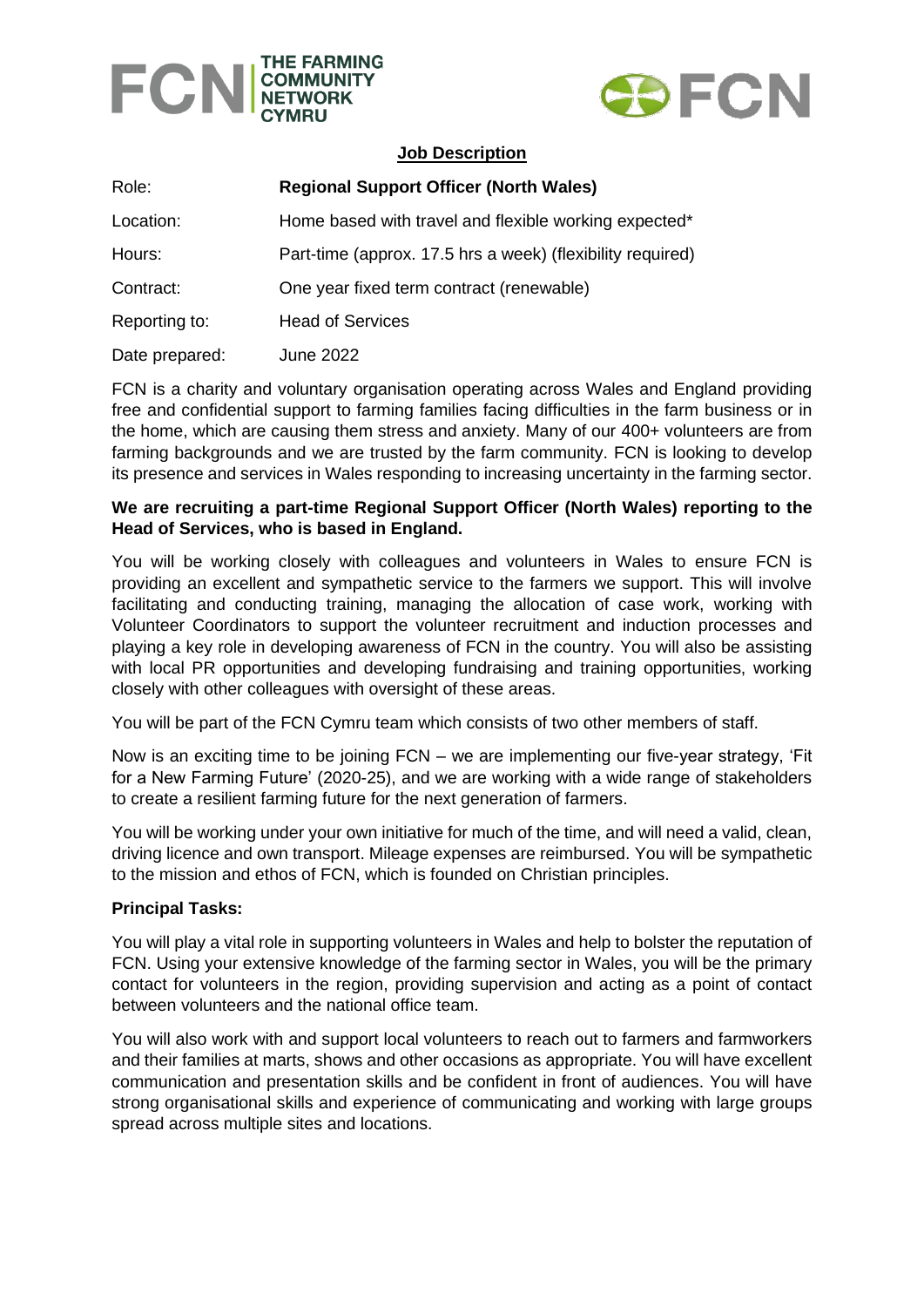FCN THE FARMING COMMUNITY NETWORK CYMRU

FCN

## Job Description

| Role: | **Regional Support Officer (North Wales)** |
| --- | --- |
| Location: | Home based with travel and flexible working expected* |
| Hours: | Part-time (approx. 17.5 hrs a week) (flexibility required) |
| Contract: | One year fixed term contract (renewable) |
| Reporting to: | Head of Services |
| Date prepared: | June 2022 |

FCN is a charity and voluntary organisation operating across Wales and England providing free and confidential support to farming families facing difficulties in the farm business or in the home, which are causing them stress and anxiety. Many of our 400+ volunteers are from farming backgrounds and we are trusted by the farm community. FCN is looking to develop its presence and services in Wales responding to increasing uncertainty in the farming sector.

**We are recruiting a part-time Regional Support Officer (North Wales) reporting to the Head of Services, who is based in England.**

You will be working closely with colleagues and volunteers in Wales to ensure FCN is providing an excellent and sympathetic service to the farmers we support. This will involve facilitating and conducting training, managing the allocation of case work, working with Volunteer Coordinators to support the volunteer recruitment and induction processes and playing a key role in developing awareness of FCN in the country. You will also be assisting with local PR opportunities and developing fundraising and training opportunities, working closely with other colleagues with oversight of these areas.

You will be part of the FCN Cymru team which consists of two other members of staff.

Now is an exciting time to be joining FCN – we are implementing our five-year strategy, 'Fit for a New Farming Future' (2020-25), and we are working with a wide range of stakeholders to create a resilient farming future for the next generation of farmers.

You will be working under your own initiative for much of the time, and will need a valid, clean, driving licence and own transport. Mileage expenses are reimbursed. You will be sympathetic to the mission and ethos of FCN, which is founded on Christian principles.

**Principal Tasks:**

You will play a vital role in supporting volunteers in Wales and help to bolster the reputation of FCN. Using your extensive knowledge of the farming sector in Wales, you will be the primary contact for volunteers in the region, providing supervision and acting as a point of contact between volunteers and the national office team.

You will also work with and support local volunteers to reach out to farmers and farmworkers and their families at marts, shows and other occasions as appropriate. You will have excellent communication and presentation skills and be confident in front of audiences. You will have strong organisational skills and experience of communicating and working with large groups spread across multiple sites and locations.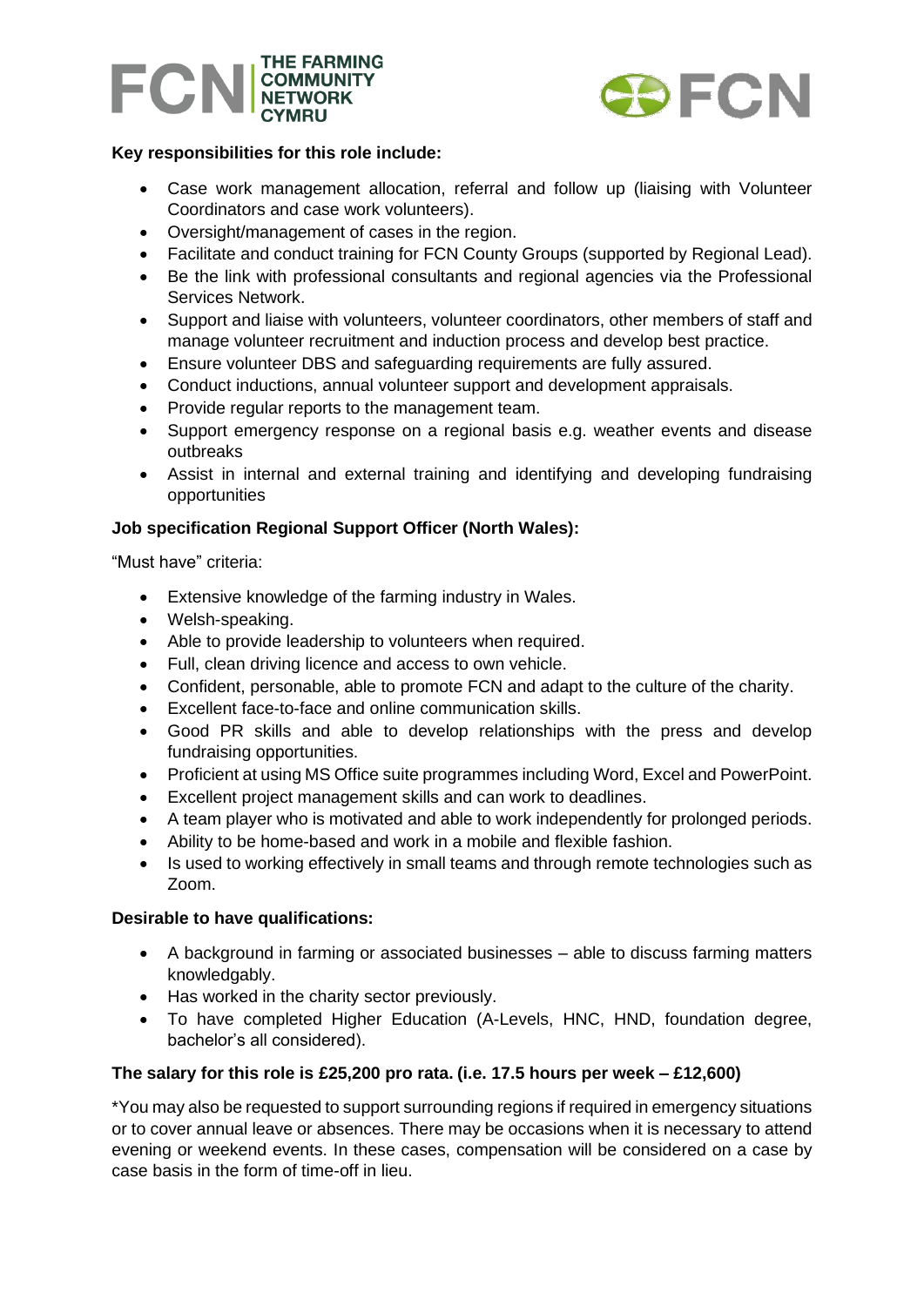**Key responsibilities for this role include:**

- Case work management allocation, referral and follow up (liaising with Volunteer Coordinators and case work volunteers).
- Oversight/management of cases in the region.
- Facilitate and conduct training for FCN County Groups (supported by Regional Lead).
- Be the link with professional consultants and regional agencies via the Professional Services Network.
- Support and liaise with volunteers, volunteer coordinators, other members of staff and manage volunteer recruitment and induction process and develop best practice.
- Ensure volunteer DBS and safeguarding requirements are fully assured.
- Conduct inductions, annual volunteer support and development appraisals.
- Provide regular reports to the management team.
- Support emergency response on a regional basis e.g. weather events and disease outbreaks
- Assist in internal and external training and identifying and developing fundraising opportunities

**Job specification Regional Support Officer (North Wales):**

"Must have" criteria:

- Extensive knowledge of the farming industry in Wales.
- Welsh-speaking.
- Able to provide leadership to volunteers when required.
- Full, clean driving licence and access to own vehicle.
- Confident, personable, able to promote FCN and adapt to the culture of the charity.
- Excellent face-to-face and online communication skills.
- Good PR skills and able to develop relationships with the press and develop fundraising opportunities.
- Proficient at using MS Office suite programmes including Word, Excel and PowerPoint.
- Excellent project management skills and can work to deadlines.
- A team player who is motivated and able to work independently for prolonged periods.
- Ability to be home-based and work in a mobile and flexible fashion.
- Is used to working effectively in small teams and through remote technologies such as Zoom.

**Desirable to have qualifications:**

- A background in farming or associated businesses – able to discuss farming matters knowledgably.
- Has worked in the charity sector previously.
- To have completed Higher Education (A-Levels, HNC, HND, foundation degree, bachelor's all considered).

**The salary for this role is £25,200 pro rata. (i.e. 17.5 hours per week – £12,600)**

*You may also be requested to support surrounding regions if required in emergency situations or to cover annual leave or absences. There may be occasions when it is necessary to attend evening or weekend events. In these cases, compensation will be considered on a case by case basis in the form of time-off in lieu.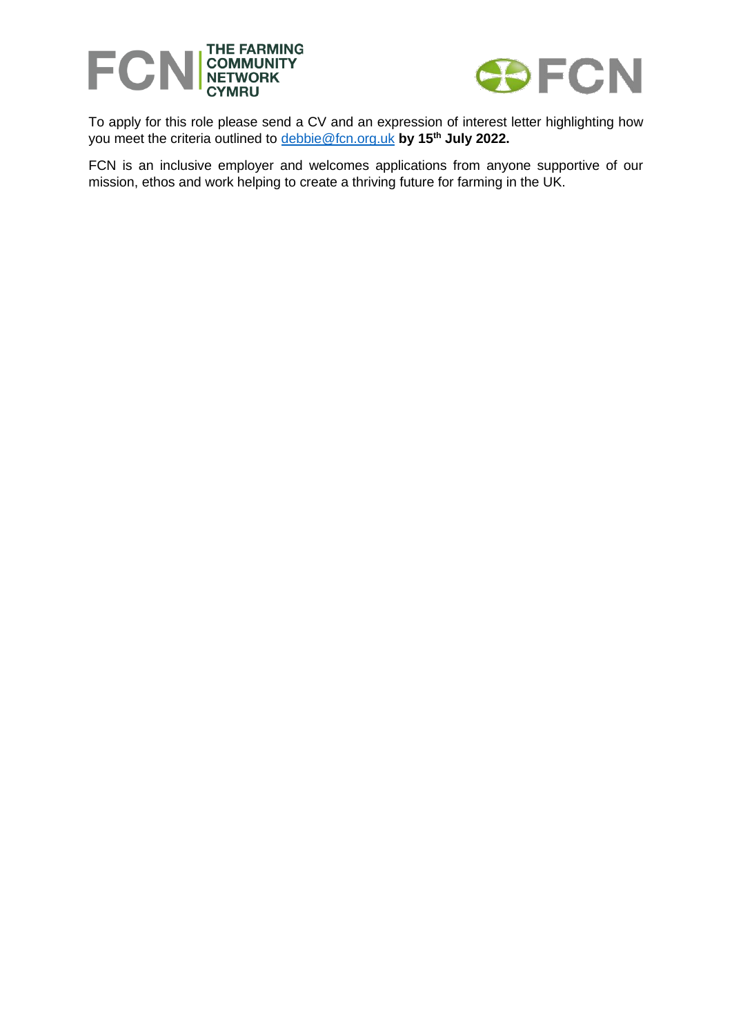To apply for this role please send a CV and an expression of interest letter highlighting how you meet the criteria outlined to debbie@fcn.org.uk **by 15th July 2022.**

FCN is an inclusive employer and welcomes applications from anyone supportive of our mission, ethos and work helping to create a thriving future for farming in the UK.